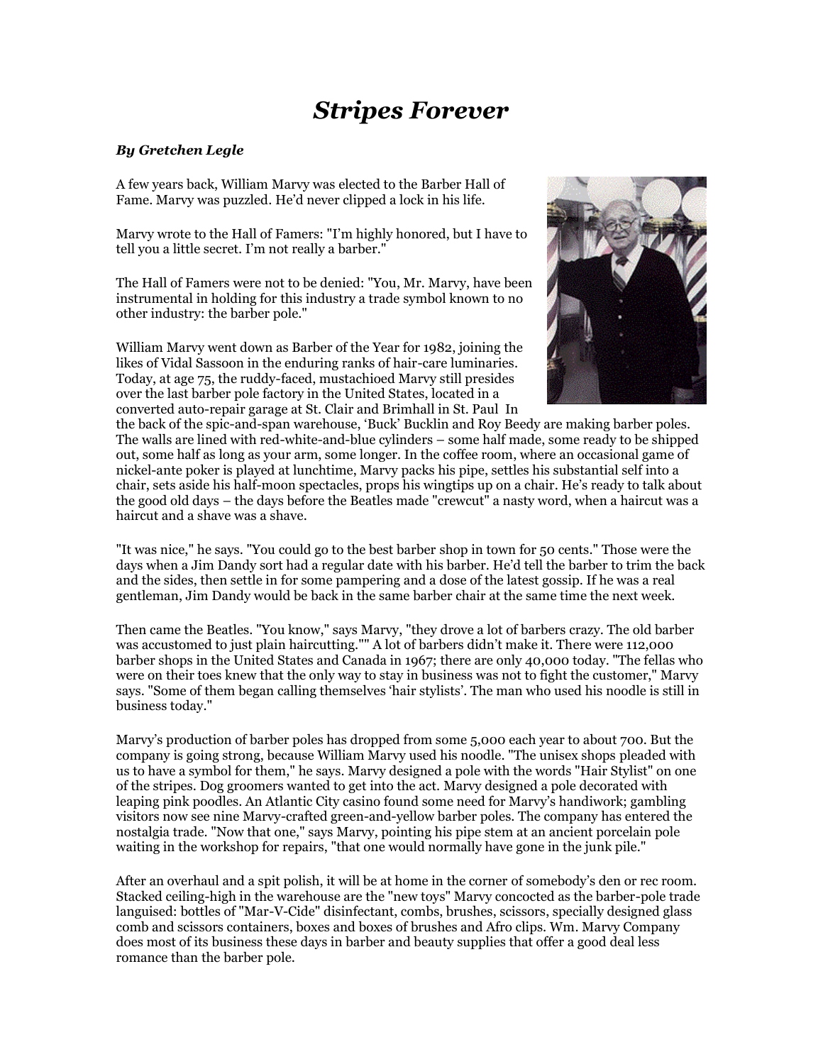# *Stripes Forever*

***By Gretchen Legle***

A few years back, William Marvy was elected to the Barber Hall of Fame. Marvy was puzzled. He'd never clipped a lock in his life.

Marvy wrote to the Hall of Famers: "I'm highly honored, but I have to tell you a little secret. I'm not really a barber."

The Hall of Famers were not to be denied: "You, Mr. Marvy, have been instrumental in holding for this industry a trade symbol known to no other industry: the barber pole."

William Marvy went down as Barber of the Year for 1982, joining the likes of Vidal Sassoon in the enduring ranks of hair-care luminaries. Today, at age 75, the ruddy-faced, mustachioed Marvy still presides over the last barber pole factory in the United States, located in a converted auto-repair garage at St. Clair and Brimhall in St. Paul In the back of the spic-and-span warehouse, 'Buck' Bucklin and Roy Beedy are making barber poles. The walls are lined with red-white-and-blue cylinders – some half made, some ready to be shipped out, some half as long as your arm, some longer. In the coffee room, where an occasional game of nickel-ante poker is played at lunchtime, Marvy packs his pipe, settles his substantial self into a chair, sets aside his half-moon spectacles, props his wingtips up on a chair. He's ready to talk about the good old days – the days before the Beatles made "crewcut" a nasty word, when a haircut was a haircut and a shave was a shave.

"It was nice," he says. "You could go to the best barber shop in town for 50 cents." Those were the days when a Jim Dandy sort had a regular date with his barber. He'd tell the barber to trim the back and the sides, then settle in for some pampering and a dose of the latest gossip. If he was a real gentleman, Jim Dandy would be back in the same barber chair at the same time the next week.

Then came the Beatles. "You know," says Marvy, "they drove a lot of barbers crazy. The old barber was accustomed to just plain haircutting."" A lot of barbers didn't make it. There were 112,000 barber shops in the United States and Canada in 1967; there are only 40,000 today. "The fellas who were on their toes knew that the only way to stay in business was not to fight the customer," Marvy says. "Some of them began calling themselves 'hair stylists'. The man who used his noodle is still in business today."

Marvy's production of barber poles has dropped from some 5,000 each year to about 700. But the company is going strong, because William Marvy used his noodle. "The unisex shops pleaded with us to have a symbol for them," he says. Marvy designed a pole with the words "Hair Stylist" on one of the stripes. Dog groomers wanted to get into the act. Marvy designed a pole decorated with leaping pink poodles. An Atlantic City casino found some need for Marvy's handiwork; gambling visitors now see nine Marvy-crafted green-and-yellow barber poles. The company has entered the nostalgia trade. "Now that one," says Marvy, pointing his pipe stem at an ancient porcelain pole waiting in the workshop for repairs, "that one would normally have gone in the junk pile."

After an overhaul and a spit polish, it will be at home in the corner of somebody's den or rec room. Stacked ceiling-high in the warehouse are the "new toys" Marvy concocted as the barber-pole trade languised: bottles of "Mar-V-Cide" disinfectant, combs, brushes, scissors, specially designed glass comb and scissors containers, boxes and boxes of brushes and Afro clips. Wm. Marvy Company does most of its business these days in barber and beauty supplies that offer a good deal less romance than the barber pole.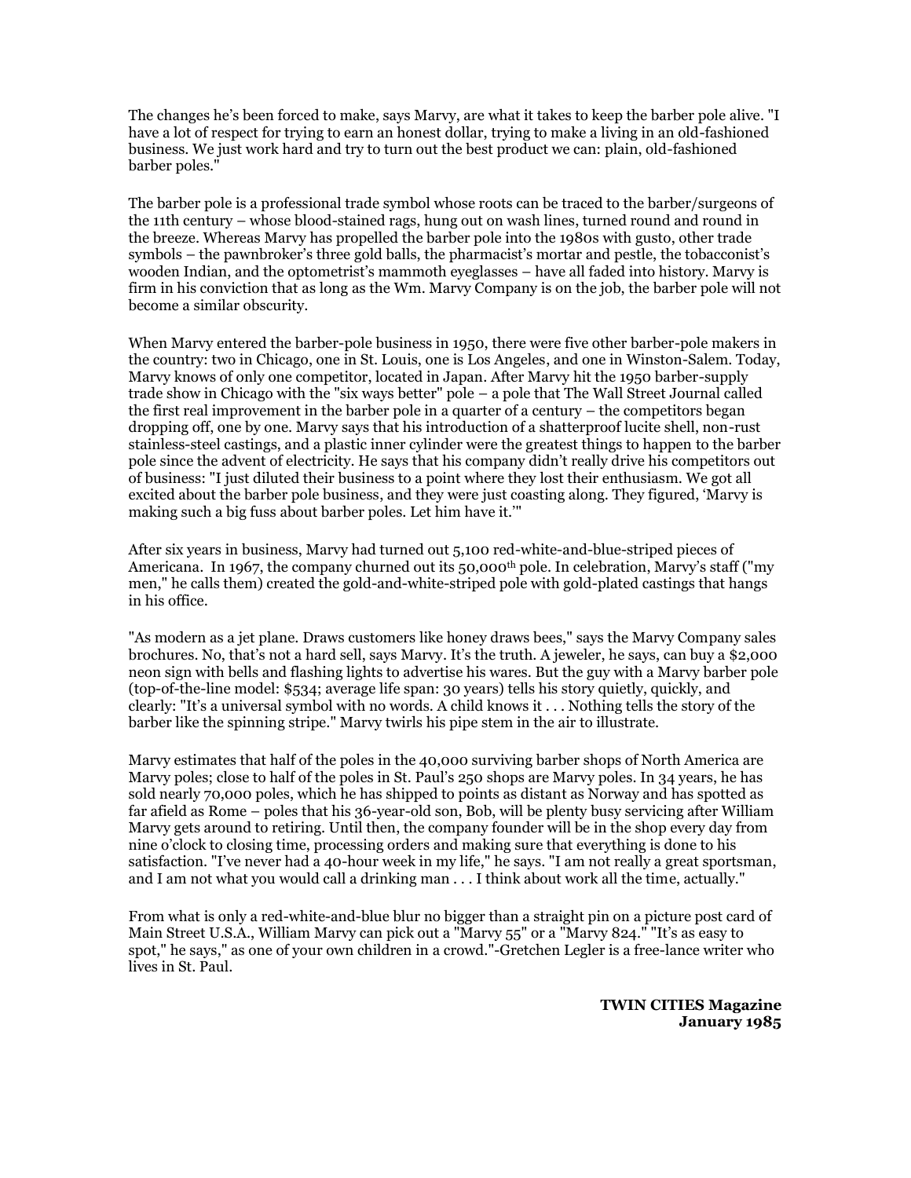The changes he's been forced to make, says Marvy, are what it takes to keep the barber pole alive. "I have a lot of respect for trying to earn an honest dollar, trying to make a living in an old-fashioned business. We just work hard and try to turn out the best product we can: plain, old-fashioned barber poles."

The barber pole is a professional trade symbol whose roots can be traced to the barber/surgeons of the 11th century – whose blood-stained rags, hung out on wash lines, turned round and round in the breeze. Whereas Marvy has propelled the barber pole into the 1980s with gusto, other trade symbols – the pawnbroker's three gold balls, the pharmacist's mortar and pestle, the tobacconist's wooden Indian, and the optometrist's mammoth eyeglasses – have all faded into history. Marvy is firm in his conviction that as long as the Wm. Marvy Company is on the job, the barber pole will not become a similar obscurity.

When Marvy entered the barber-pole business in 1950, there were five other barber-pole makers in the country: two in Chicago, one in St. Louis, one is Los Angeles, and one in Winston-Salem. Today, Marvy knows of only one competitor, located in Japan. After Marvy hit the 1950 barber-supply trade show in Chicago with the "six ways better" pole – a pole that The Wall Street Journal called the first real improvement in the barber pole in a quarter of a century – the competitors began dropping off, one by one. Marvy says that his introduction of a shatterproof lucite shell, non-rust stainless-steel castings, and a plastic inner cylinder were the greatest things to happen to the barber pole since the advent of electricity. He says that his company didn't really drive his competitors out of business: "I just diluted their business to a point where they lost their enthusiasm. We got all excited about the barber pole business, and they were just coasting along. They figured, 'Marvy is making such a big fuss about barber poles. Let him have it.'"

After six years in business, Marvy had turned out 5,100 red-white-and-blue-striped pieces of Americana. In 1967, the company churned out its 50,000th pole. In celebration, Marvy's staff ("my men," he calls them) created the gold-and-white-striped pole with gold-plated castings that hangs in his office.

"As modern as a jet plane. Draws customers like honey draws bees," says the Marvy Company sales brochures. No, that's not a hard sell, says Marvy. It's the truth. A jeweler, he says, can buy a $2,000 neon sign with bells and flashing lights to advertise his wares. But the guy with a Marvy barber pole (top-of-the-line model: $534; average life span: 30 years) tells his story quietly, quickly, and clearly: "It's a universal symbol with no words. A child knows it . . . Nothing tells the story of the barber like the spinning stripe." Marvy twirls his pipe stem in the air to illustrate.

Marvy estimates that half of the poles in the 40,000 surviving barber shops of North America are Marvy poles; close to half of the poles in St. Paul's 250 shops are Marvy poles. In 34 years, he has sold nearly 70,000 poles, which he has shipped to points as distant as Norway and has spotted as far afield as Rome – poles that his 36-year-old son, Bob, will be plenty busy servicing after William Marvy gets around to retiring. Until then, the company founder will be in the shop every day from nine o'clock to closing time, processing orders and making sure that everything is done to his satisfaction. "I've never had a 40-hour week in my life," he says. "I am not really a great sportsman, and I am not what you would call a drinking man . . . I think about work all the time, actually."

From what is only a red-white-and-blue blur no bigger than a straight pin on a picture post card of Main Street U.S.A., William Marvy can pick out a "Marvy 55" or a "Marvy 824." "It's as easy to spot," he says," as one of your own children in a crowd."-Gretchen Legler is a free-lance writer who lives in St. Paul.

**TWIN CITIES Magazine**
**January 1985**